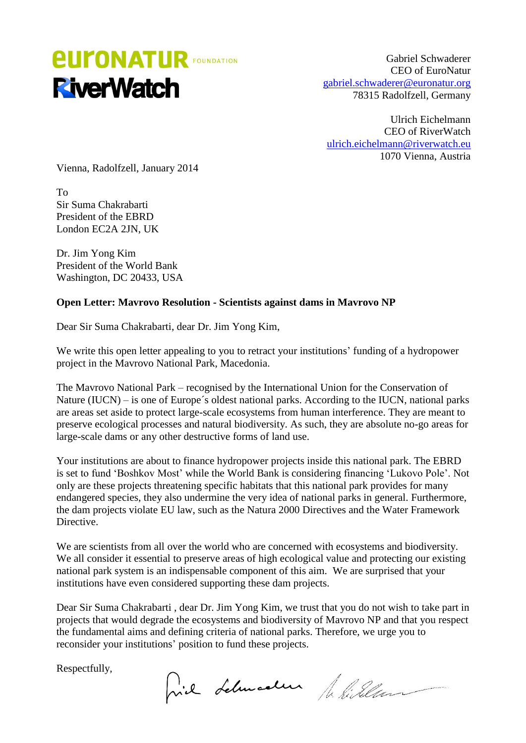EuroNatur Foundation
RiverWatch

Gabriel Schwaderer
CEO of EuroNatur
gabriel.schwaderer@euronatur.org
78315 Radolfzell, Germany

Ulrich Eichelmann
CEO of RiverWatch
ulrich.eichelmann@riverwatch.eu
1070 Vienna, Austria

Vienna, Radolfzell, January 2014

To
Sir Suma Chakrabarti
President of the EBRD
London EC2A 2JN, UK

Dr. Jim Yong Kim
President of the World Bank
Washington, DC 20433, USA

**Open Letter: Mavrovo Resolution - Scientists against dams in Mavrovo NP**

Dear Sir Suma Chakrabarti, dear Dr. Jim Yong Kim,

We write this open letter appealing to you to retract your institutions' funding of a hydropower project in the Mavrovo National Park, Macedonia.

The Mavrovo National Park – recognised by the International Union for the Conservation of Nature (IUCN) – is one of Europe´s oldest national parks. According to the IUCN, national parks are areas set aside to protect large-scale ecosystems from human interference. They are meant to preserve ecological processes and natural biodiversity. As such, they are absolute no-go areas for large-scale dams or any other destructive forms of land use.

Your institutions are about to finance hydropower projects inside this national park. The EBRD is set to fund 'Boshkov Most' while the World Bank is considering financing 'Lukovo Pole'. Not only are these projects threatening specific habitats that this national park provides for many endangered species, they also undermine the very idea of national parks in general. Furthermore, the dam projects violate EU law, such as the Natura 2000 Directives and the Water Framework Directive.

We are scientists from all over the world who are concerned with ecosystems and biodiversity. We all consider it essential to preserve areas of high ecological value and protecting our existing national park system is an indispensable component of this aim. We are surprised that your institutions have even considered supporting these dam projects.

Dear Sir Suma Chakrabarti , dear Dr. Jim Yong Kim, we trust that you do not wish to take part in projects that would degrade the ecosystems and biodiversity of Mavrovo NP and that you respect the fundamental aims and defining criteria of national parks. Therefore, we urge you to reconsider your institutions' position to fund these projects.

Respectfully,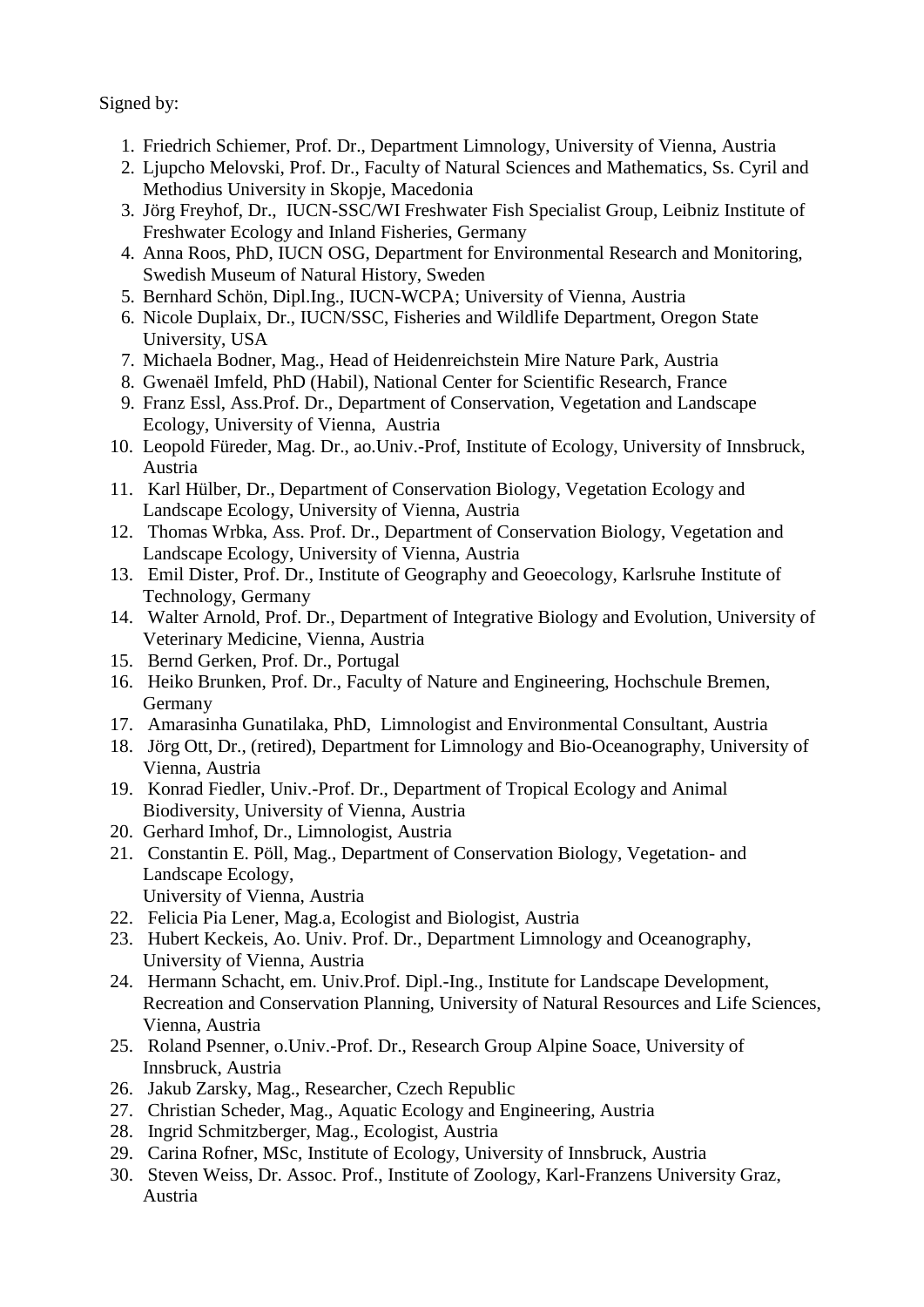Signed by:

1. Friedrich Schiemer, Prof. Dr., Department Limnology, University of Vienna, Austria
2. Ljupcho Melovski, Prof. Dr., Faculty of Natural Sciences and Mathematics, Ss. Cyril and Methodius University in Skopje, Macedonia
3. Jörg Freyhof, Dr., IUCN-SSC/WI Freshwater Fish Specialist Group, Leibniz Institute of Freshwater Ecology and Inland Fisheries, Germany
4. Anna Roos, PhD, IUCN OSG, Department for Environmental Research and Monitoring, Swedish Museum of Natural History, Sweden
5. Bernhard Schön, Dipl.Ing., IUCN-WCPA; University of Vienna, Austria
6. Nicole Duplaix, Dr., IUCN/SSC, Fisheries and Wildlife Department, Oregon State University, USA
7. Michaela Bodner, Mag., Head of Heidenreichstein Mire Nature Park, Austria
8. Gwenaël Imfeld, PhD (Habil), National Center for Scientific Research, France
9. Franz Essl, Ass.Prof. Dr., Department of Conservation, Vegetation and Landscape Ecology, University of Vienna, Austria
10. Leopold Füreder, Mag. Dr., ao.Univ.-Prof, Institute of Ecology, University of Innsbruck, Austria
11. Karl Hülber, Dr., Department of Conservation Biology, Vegetation Ecology and Landscape Ecology, University of Vienna, Austria
12. Thomas Wrbka, Ass. Prof. Dr., Department of Conservation Biology, Vegetation and Landscape Ecology, University of Vienna, Austria
13. Emil Dister, Prof. Dr., Institute of Geography and Geoecology, Karlsruhe Institute of Technology, Germany
14. Walter Arnold, Prof. Dr., Department of Integrative Biology and Evolution, University of Veterinary Medicine, Vienna, Austria
15. Bernd Gerken, Prof. Dr., Portugal
16. Heiko Brunken, Prof. Dr., Faculty of Nature and Engineering, Hochschule Bremen, Germany
17. Amarasinha Gunatilaka, PhD, Limnologist and Environmental Consultant, Austria
18. Jörg Ott, Dr., (retired), Department for Limnology and Bio-Oceanography, University of Vienna, Austria
19. Konrad Fiedler, Univ.-Prof. Dr., Department of Tropical Ecology and Animal Biodiversity, University of Vienna, Austria
20. Gerhard Imhof, Dr., Limnologist, Austria
21. Constantin E. Pöll, Mag., Department of Conservation Biology, Vegetation- and Landscape Ecology,
    University of Vienna, Austria
22. Felicia Pia Lener, Mag.a, Ecologist and Biologist, Austria
23. Hubert Keckeis, Ao. Univ. Prof. Dr., Department Limnology and Oceanography, University of Vienna, Austria
24. Hermann Schacht, em. Univ.Prof. Dipl.-Ing., Institute for Landscape Development, Recreation and Conservation Planning, University of Natural Resources and Life Sciences, Vienna, Austria
25. Roland Psenner, o.Univ.-Prof. Dr., Research Group Alpine Soace, University of Innsbruck, Austria
26. Jakub Zarsky, Mag., Researcher, Czech Republic
27. Christian Scheder, Mag., Aquatic Ecology and Engineering, Austria
28. Ingrid Schmitzberger, Mag., Ecologist, Austria
29. Carina Rofner, MSc, Institute of Ecology, University of Innsbruck, Austria
30. Steven Weiss, Dr. Assoc. Prof., Institute of Zoology, Karl-Franzens University Graz, Austria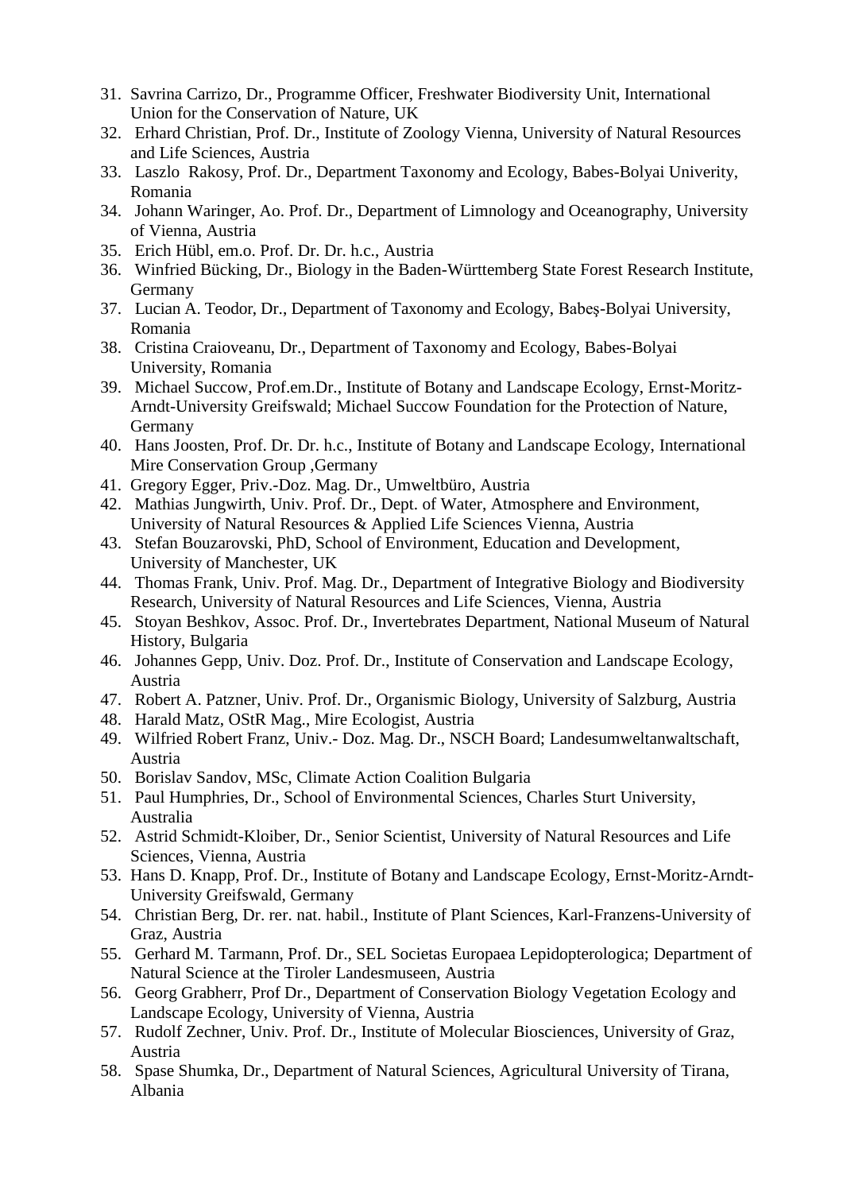31. Savrina Carrizo, Dr., Programme Officer, Freshwater Biodiversity Unit, International Union for the Conservation of Nature, UK
32. Erhard Christian, Prof. Dr., Institute of Zoology Vienna, University of Natural Resources and Life Sciences, Austria
33. Laszlo Rakosy, Prof. Dr., Department Taxonomy and Ecology, Babes-Bolyai Univerity, Romania
34. Johann Waringer, Ao. Prof. Dr., Department of Limnology and Oceanography, University of Vienna, Austria
35. Erich Hübl, em.o. Prof. Dr. Dr. h.c., Austria
36. Winfried Bücking, Dr., Biology in the Baden-Württemberg State Forest Research Institute, Germany
37. Lucian A. Teodor, Dr., Department of Taxonomy and Ecology, Babeş-Bolyai University, Romania
38. Cristina Craioveanu, Dr., Department of Taxonomy and Ecology, Babes-Bolyai University, Romania
39. Michael Succow, Prof.em.Dr., Institute of Botany and Landscape Ecology, Ernst-Moritz-Arndt-University Greifswald; Michael Succow Foundation for the Protection of Nature, Germany
40. Hans Joosten, Prof. Dr. Dr. h.c., Institute of Botany and Landscape Ecology, International Mire Conservation Group ,Germany
41. Gregory Egger, Priv.-Doz. Mag. Dr., Umweltbüro, Austria
42. Mathias Jungwirth, Univ. Prof. Dr., Dept. of Water, Atmosphere and Environment, University of Natural Resources & Applied Life Sciences Vienna, Austria
43. Stefan Bouzarovski, PhD, School of Environment, Education and Development, University of Manchester, UK
44. Thomas Frank, Univ. Prof. Mag. Dr., Department of Integrative Biology and Biodiversity Research, University of Natural Resources and Life Sciences, Vienna, Austria
45. Stoyan Beshkov, Assoc. Prof. Dr., Invertebrates Department, National Museum of Natural History, Bulgaria
46. Johannes Gepp, Univ. Doz. Prof. Dr., Institute of Conservation and Landscape Ecology, Austria
47. Robert A. Patzner, Univ. Prof. Dr., Organismic Biology, University of Salzburg, Austria
48. Harald Matz, OStR Mag., Mire Ecologist, Austria
49. Wilfried Robert Franz, Univ.- Doz. Mag. Dr., NSCH Board; Landesumweltanwaltschaft, Austria
50. Borislav Sandov, MSc, Climate Action Coalition Bulgaria
51. Paul Humphries, Dr., School of Environmental Sciences, Charles Sturt University, Australia
52. Astrid Schmidt-Kloiber, Dr., Senior Scientist, University of Natural Resources and Life Sciences, Vienna, Austria
53. Hans D. Knapp, Prof. Dr., Institute of Botany and Landscape Ecology, Ernst-Moritz-Arndt-University Greifswald, Germany
54. Christian Berg, Dr. rer. nat. habil., Institute of Plant Sciences, Karl-Franzens-University of Graz, Austria
55. Gerhard M. Tarmann, Prof. Dr., SEL Societas Europaea Lepidopterologica; Department of Natural Science at the Tiroler Landesmuseen, Austria
56. Georg Grabherr, Prof Dr., Department of Conservation Biology Vegetation Ecology and Landscape Ecology, University of Vienna, Austria
57. Rudolf Zechner, Univ. Prof. Dr., Institute of Molecular Biosciences, University of Graz, Austria
58. Spase Shumka, Dr., Department of Natural Sciences, Agricultural University of Tirana, Albania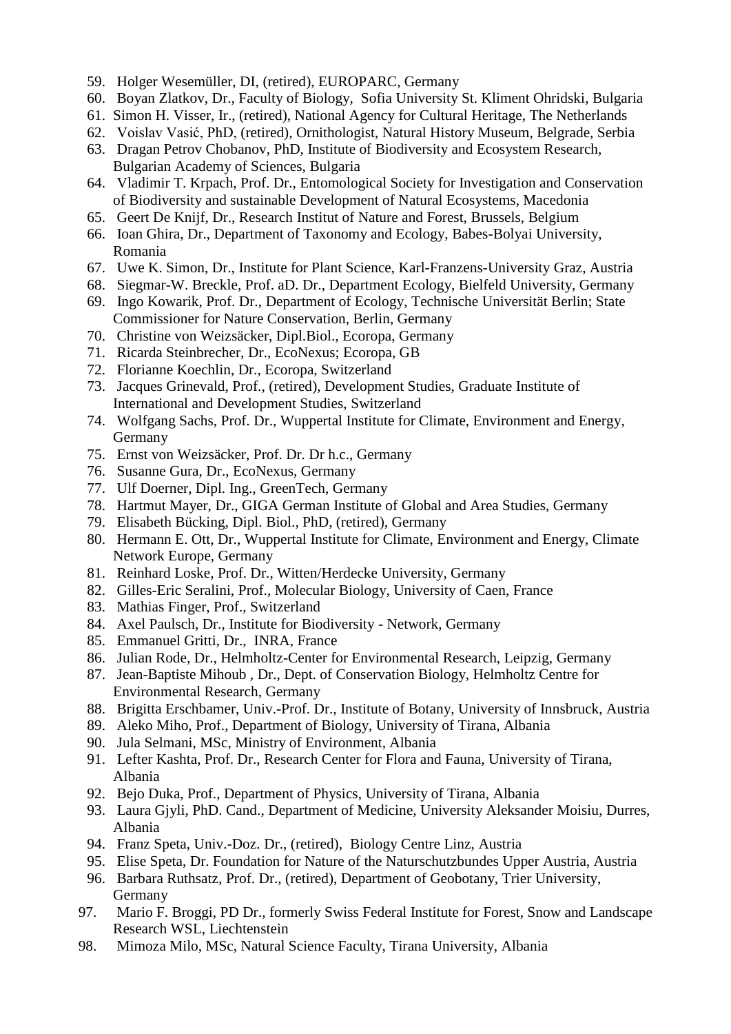59. Holger Wesemüller, DI, (retired), EUROPARC, Germany
60. Boyan Zlatkov, Dr., Faculty of Biology, Sofia University St. Kliment Ohridski, Bulgaria
61. Simon H. Visser, Ir., (retired), National Agency for Cultural Heritage, The Netherlands
62. Voislav Vasić, PhD, (retired), Ornithologist, Natural History Museum, Belgrade, Serbia
63. Dragan Petrov Chobanov, PhD, Institute of Biodiversity and Ecosystem Research, Bulgarian Academy of Sciences, Bulgaria
64. Vladimir T. Krpach, Prof. Dr., Entomological Society for Investigation and Conservation of Biodiversity and sustainable Development of Natural Ecosystems, Macedonia
65. Geert De Knijf, Dr., Research Institut of Nature and Forest, Brussels, Belgium
66. Ioan Ghira, Dr., Department of Taxonomy and Ecology, Babes-Bolyai University, Romania
67. Uwe K. Simon, Dr., Institute for Plant Science, Karl-Franzens-University Graz, Austria
68. Siegmar-W. Breckle, Prof. aD. Dr., Department Ecology, Bielfeld University, Germany
69. Ingo Kowarik, Prof. Dr., Department of Ecology, Technische Universität Berlin; State Commissioner for Nature Conservation, Berlin, Germany
70. Christine von Weizsäcker, Dipl.Biol., Ecoropa, Germany
71. Ricarda Steinbrecher, Dr., EcoNexus; Ecoropa, GB
72. Florianne Koechlin, Dr., Ecoropa, Switzerland
73. Jacques Grinevald, Prof., (retired), Development Studies, Graduate Institute of International and Development Studies, Switzerland
74. Wolfgang Sachs, Prof. Dr., Wuppertal Institute for Climate, Environment and Energy, Germany
75. Ernst von Weizsäcker, Prof. Dr. Dr h.c., Germany
76. Susanne Gura, Dr., EcoNexus, Germany
77. Ulf Doerner, Dipl. Ing., GreenTech, Germany
78. Hartmut Mayer, Dr., GIGA German Institute of Global and Area Studies, Germany
79. Elisabeth Bücking, Dipl. Biol., PhD, (retired), Germany
80. Hermann E. Ott, Dr., Wuppertal Institute for Climate, Environment and Energy, Climate Network Europe, Germany
81. Reinhard Loske, Prof. Dr., Witten/Herdecke University, Germany
82. Gilles-Eric Seralini, Prof., Molecular Biology, University of Caen, France
83. Mathias Finger, Prof., Switzerland
84. Axel Paulsch, Dr., Institute for Biodiversity - Network, Germany
85. Emmanuel Gritti, Dr., INRA, France
86. Julian Rode, Dr., Helmholtz-Center for Environmental Research, Leipzig, Germany
87. Jean-Baptiste Mihoub , Dr., Dept. of Conservation Biology, Helmholtz Centre for Environmental Research, Germany
88. Brigitta Erschbamer, Univ.-Prof. Dr., Institute of Botany, University of Innsbruck, Austria
89. Aleko Miho, Prof., Department of Biology, University of Tirana, Albania
90. Jula Selmani, MSc, Ministry of Environment, Albania
91. Lefter Kashta, Prof. Dr., Research Center for Flora and Fauna, University of Tirana, Albania
92. Bejo Duka, Prof., Department of Physics, University of Tirana, Albania
93. Laura Gjyli, PhD. Cand., Department of Medicine, University Aleksander Moisiu, Durres, Albania
94. Franz Speta, Univ.-Doz. Dr., (retired), Biology Centre Linz, Austria
95. Elise Speta, Dr. Foundation for Nature of the Naturschutzbundes Upper Austria, Austria
96. Barbara Ruthsatz, Prof. Dr., (retired), Department of Geobotany, Trier University, Germany
97. Mario F. Broggi, PD Dr., formerly Swiss Federal Institute for Forest, Snow and Landscape Research WSL, Liechtenstein
98. Mimoza Milo, MSc, Natural Science Faculty, Tirana University, Albania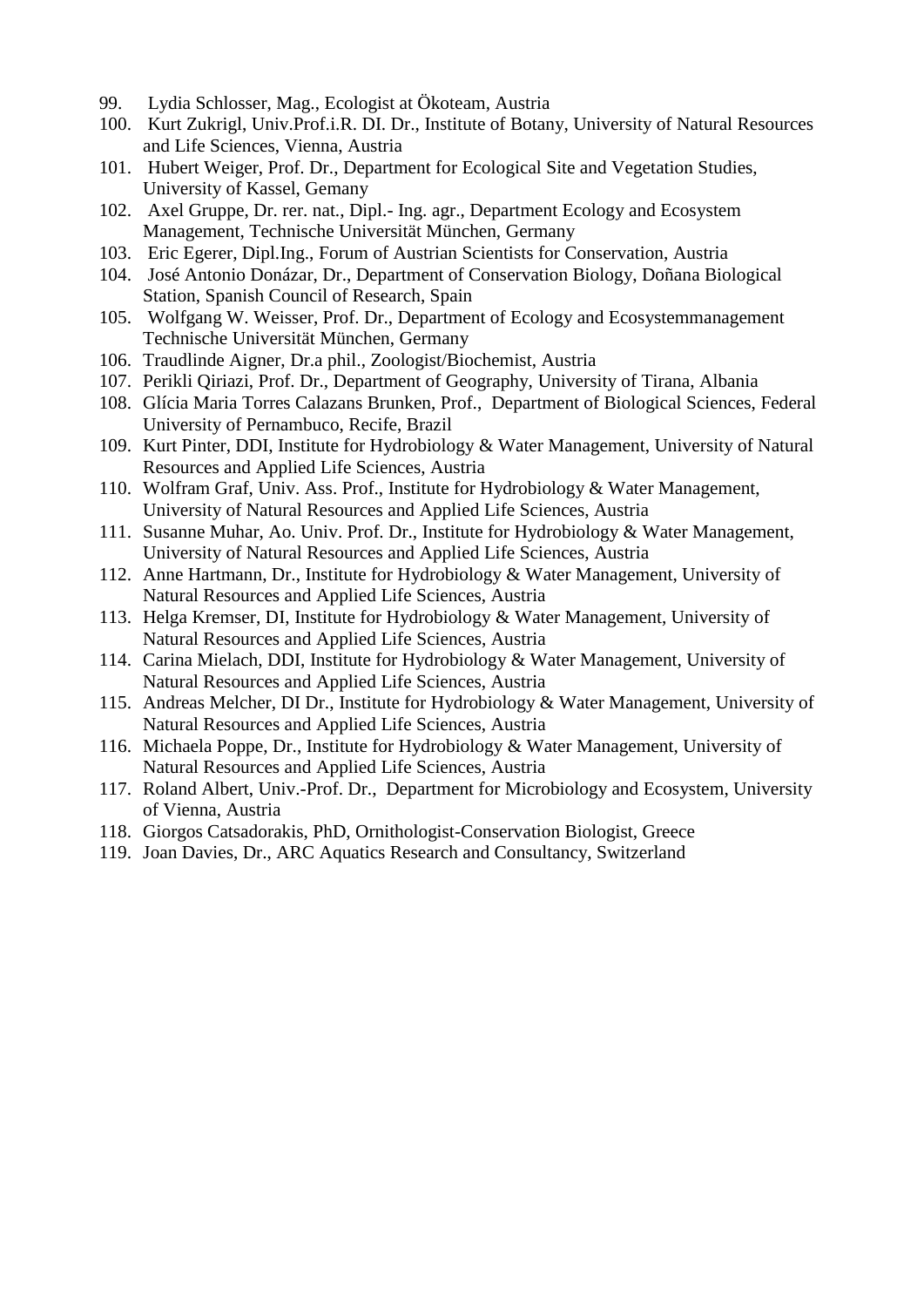99. Lydia Schlosser, Mag., Ecologist at Ökoteam, Austria
100. Kurt Zukrigl, Univ.Prof.i.R. DI. Dr., Institute of Botany, University of Natural Resources and Life Sciences, Vienna, Austria
101. Hubert Weiger, Prof. Dr., Department for Ecological Site and Vegetation Studies, University of Kassel, Gemany
102. Axel Gruppe, Dr. rer. nat., Dipl.- Ing. agr., Department Ecology and Ecosystem Management, Technische Universität München, Germany
103. Eric Egerer, Dipl.Ing., Forum of Austrian Scientists for Conservation, Austria
104. José Antonio Donázar, Dr., Department of Conservation Biology, Doñana Biological Station, Spanish Council of Research, Spain
105. Wolfgang W. Weisser, Prof. Dr., Department of Ecology and Ecosystemmanagement Technische Universität München, Germany
106. Traudlinde Aigner, Dr.a phil., Zoologist/Biochemist, Austria
107. Perikli Qiriazi, Prof. Dr., Department of Geography, University of Tirana, Albania
108. Glícia Maria Torres Calazans Brunken, Prof., Department of Biological Sciences, Federal University of Pernambuco, Recife, Brazil
109. Kurt Pinter, DDI, Institute for Hydrobiology & Water Management, University of Natural Resources and Applied Life Sciences, Austria
110. Wolfram Graf, Univ. Ass. Prof., Institute for Hydrobiology & Water Management, University of Natural Resources and Applied Life Sciences, Austria
111. Susanne Muhar, Ao. Univ. Prof. Dr., Institute for Hydrobiology & Water Management, University of Natural Resources and Applied Life Sciences, Austria
112. Anne Hartmann, Dr., Institute for Hydrobiology & Water Management, University of Natural Resources and Applied Life Sciences, Austria
113. Helga Kremser, DI, Institute for Hydrobiology & Water Management, University of Natural Resources and Applied Life Sciences, Austria
114. Carina Mielach, DDI, Institute for Hydrobiology & Water Management, University of Natural Resources and Applied Life Sciences, Austria
115. Andreas Melcher, DI Dr., Institute for Hydrobiology & Water Management, University of Natural Resources and Applied Life Sciences, Austria
116. Michaela Poppe, Dr., Institute for Hydrobiology & Water Management, University of Natural Resources and Applied Life Sciences, Austria
117. Roland Albert, Univ.-Prof. Dr., Department for Microbiology and Ecosystem, University of Vienna, Austria
118. Giorgos Catsadorakis, PhD, Ornithologist-Conservation Biologist, Greece
119. Joan Davies, Dr., ARC Aquatics Research and Consultancy, Switzerland